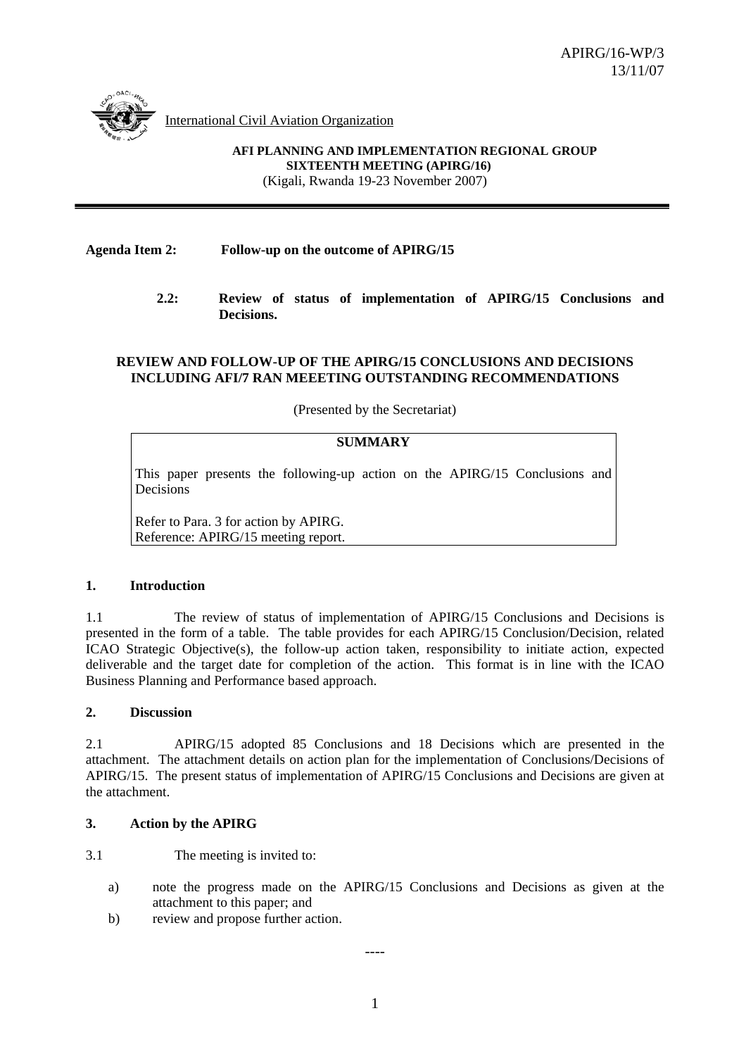APIRG/16-WP/3
13/11/07

International Civil Aviation Organization

**AFI PLANNING AND IMPLEMENTATION REGIONAL GROUP**
**SIXTEENTH MEETING (APIRG/16)**
(Kigali, Rwanda 19-23 November 2007)

---

**Agenda Item 2: Follow-up on the outcome of APIRG/15**

**2.2: Review of status of implementation of APIRG/15 Conclusions and Decisions.**

**REVIEW AND FOLLOW-UP OF THE APIRG/15 CONCLUSIONS AND DECISIONS INCLUDING AFI/7 RAN MEEETING OUTSTANDING RECOMMENDATIONS**

(Presented by the Secretariat)

| **SUMMARY** |
|---|
| This paper presents the following-up action on the APIRG/15 Conclusions and Decisions<br><br>Refer to Para. 3 for action by APIRG.<br>Reference: APIRG/15 meeting report. |

## 1. Introduction

1.1 The review of status of implementation of APIRG/15 Conclusions and Decisions is presented in the form of a table. The table provides for each APIRG/15 Conclusion/Decision, related ICAO Strategic Objective(s), the follow-up action taken, responsibility to initiate action, expected deliverable and the target date for completion of the action. This format is in line with the ICAO Business Planning and Performance based approach.

## 2. Discussion

2.1 APIRG/15 adopted 85 Conclusions and 18 Decisions which are presented in the attachment. The attachment details on action plan for the implementation of Conclusions/Decisions of APIRG/15. The present status of implementation of APIRG/15 Conclusions and Decisions are given at the attachment.

## 3. Action by the APIRG

3.1 The meeting is invited to:

a) note the progress made on the APIRG/15 Conclusions and Decisions as given at the attachment to this paper; and

b) review and propose further action.

----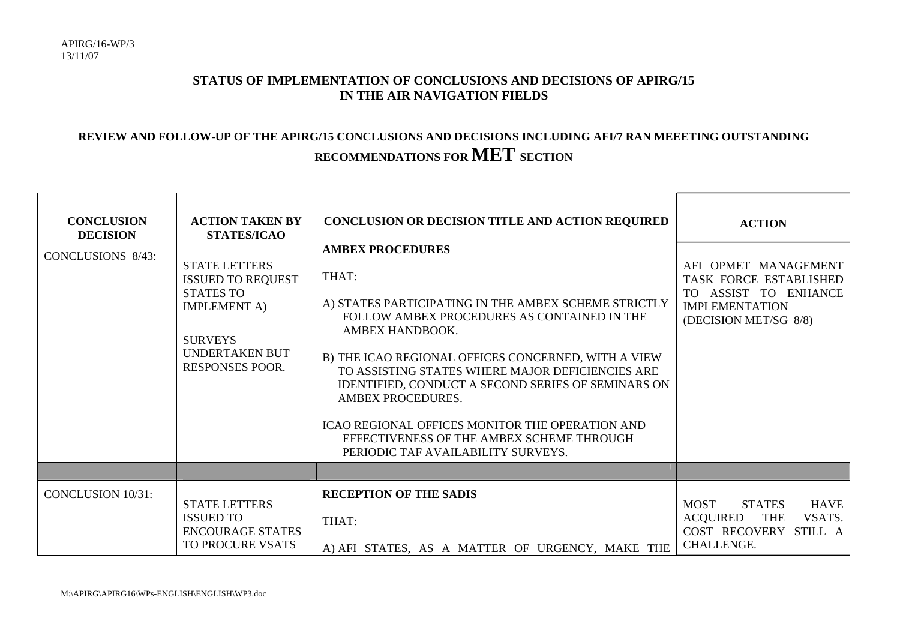**STATUS OF IMPLEMENTATION OF CONCLUSIONS AND DECISIONS OF APIRG/15 IN THE AIR NAVIGATION FIELDS**

**REVIEW AND FOLLOW-UP OF THE APIRG/15 CONCLUSIONS AND DECISIONS INCLUDING AFI/7 RAN MEEETING OUTSTANDING RECOMMENDATIONS FOR MET SECTION**

| CONCLUSION DECISION | ACTION TAKEN BY STATES/ICAO | CONCLUSION OR DECISION TITLE AND ACTION REQUIRED | ACTION |
|---|---|---|---|
| CONCLUSIONS 8/43: | STATE LETTERS ISSUED TO REQUEST STATES TO IMPLEMENT A)<br><br>SURVEYS UNDERTAKEN BUT RESPONSES POOR. | **AMBEX PROCEDURES**<br><br>THAT:<br><br>A) STATES PARTICIPATING IN THE AMBEX SCHEME STRICTLY FOLLOW AMBEX PROCEDURES AS CONTAINED IN THE AMBEX HANDBOOK.<br><br>B) THE ICAO REGIONAL OFFICES CONCERNED, WITH A VIEW TO ASSISTING STATES WHERE MAJOR DEFICIENCIES ARE IDENTIFIED, CONDUCT A SECOND SERIES OF SEMINARS ON AMBEX PROCEDURES.<br><br>ICAO REGIONAL OFFICES MONITOR THE OPERATION AND EFFECTIVENESS OF THE AMBEX SCHEME THROUGH PERIODIC TAF AVAILABILITY SURVEYS. | AFI OPMET MANAGEMENT TASK FORCE ESTABLISHED TO ASSIST TO ENHANCE IMPLEMENTATION (DECISION MET/SG 8/8) |
| | | | |
| CONCLUSION 10/31: | STATE LETTERS ISSUED TO ENCOURAGE STATES TO PROCURE VSATS | **RECEPTION OF THE SADIS**<br><br>THAT:<br><br>A) AFI STATES, AS A MATTER OF URGENCY, MAKE THE | MOST STATES HAVE ACQUIRED THE VSATS. COST RECOVERY STILL A CHALLENGE. |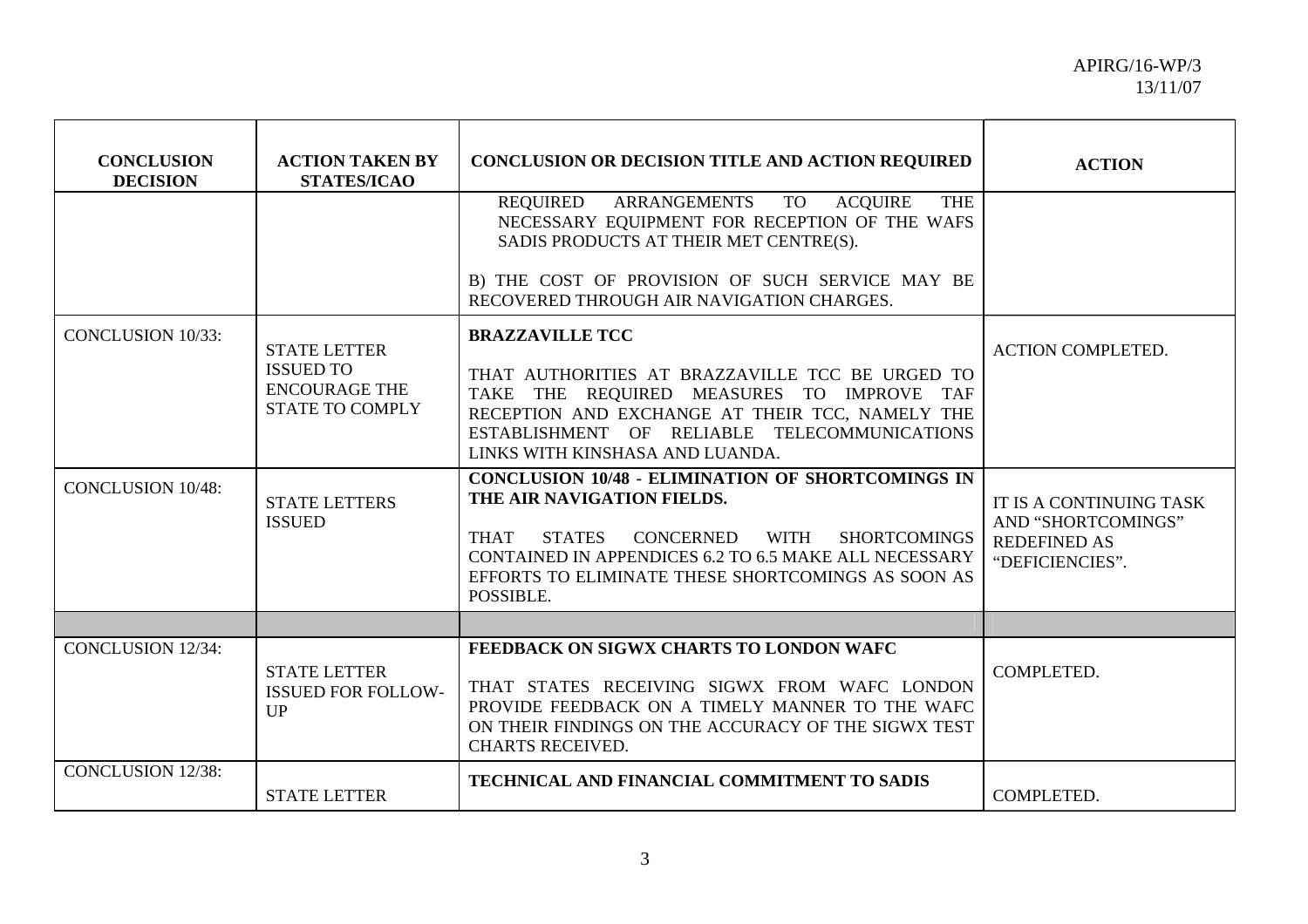| CONCLUSION DECISION | ACTION TAKEN BY STATES/ICAO | CONCLUSION OR DECISION TITLE AND ACTION REQUIRED | ACTION |
|---|---|---|---|
| | | REQUIRED ARRANGEMENTS TO ACQUIRE THE NECESSARY EQUIPMENT FOR RECEPTION OF THE WAFS SADIS PRODUCTS AT THEIR MET CENTRE(S).<br><br>B) THE COST OF PROVISION OF SUCH SERVICE MAY BE RECOVERED THROUGH AIR NAVIGATION CHARGES. | |
| CONCLUSION 10/33: | STATE LETTER ISSUED TO ENCOURAGE THE STATE TO COMPLY | **BRAZZAVILLE TCC**<br><br>THAT AUTHORITIES AT BRAZZAVILLE TCC BE URGED TO TAKE THE REQUIRED MEASURES TO IMPROVE TAF RECEPTION AND EXCHANGE AT THEIR TCC, NAMELY THE ESTABLISHMENT OF RELIABLE TELECOMMUNICATIONS LINKS WITH KINSHASA AND LUANDA. | ACTION COMPLETED. |
| CONCLUSION 10/48: | STATE LETTERS ISSUED | **CONCLUSION 10/48 - ELIMINATION OF SHORTCOMINGS IN THE AIR NAVIGATION FIELDS.**<br><br>THAT STATES CONCERNED WITH SHORTCOMINGS CONTAINED IN APPENDICES 6.2 TO 6.5 MAKE ALL NECESSARY EFFORTS TO ELIMINATE THESE SHORTCOMINGS AS SOON AS POSSIBLE. | IT IS A CONTINUING TASK AND "SHORTCOMINGS" REDEFINED AS "DEFICIENCIES". |
| | | | |
| CONCLUSION 12/34: | STATE LETTER ISSUED FOR FOLLOW-UP | **FEEDBACK ON SIGWX CHARTS TO LONDON WAFC**<br><br>THAT STATES RECEIVING SIGWX FROM WAFC LONDON PROVIDE FEEDBACK ON A TIMELY MANNER TO THE WAFC ON THEIR FINDINGS ON THE ACCURACY OF THE SIGWX TEST CHARTS RECEIVED. | COMPLETED. |
| CONCLUSION 12/38: | STATE LETTER | **TECHNICAL AND FINANCIAL COMMITMENT TO SADIS** | COMPLETED. |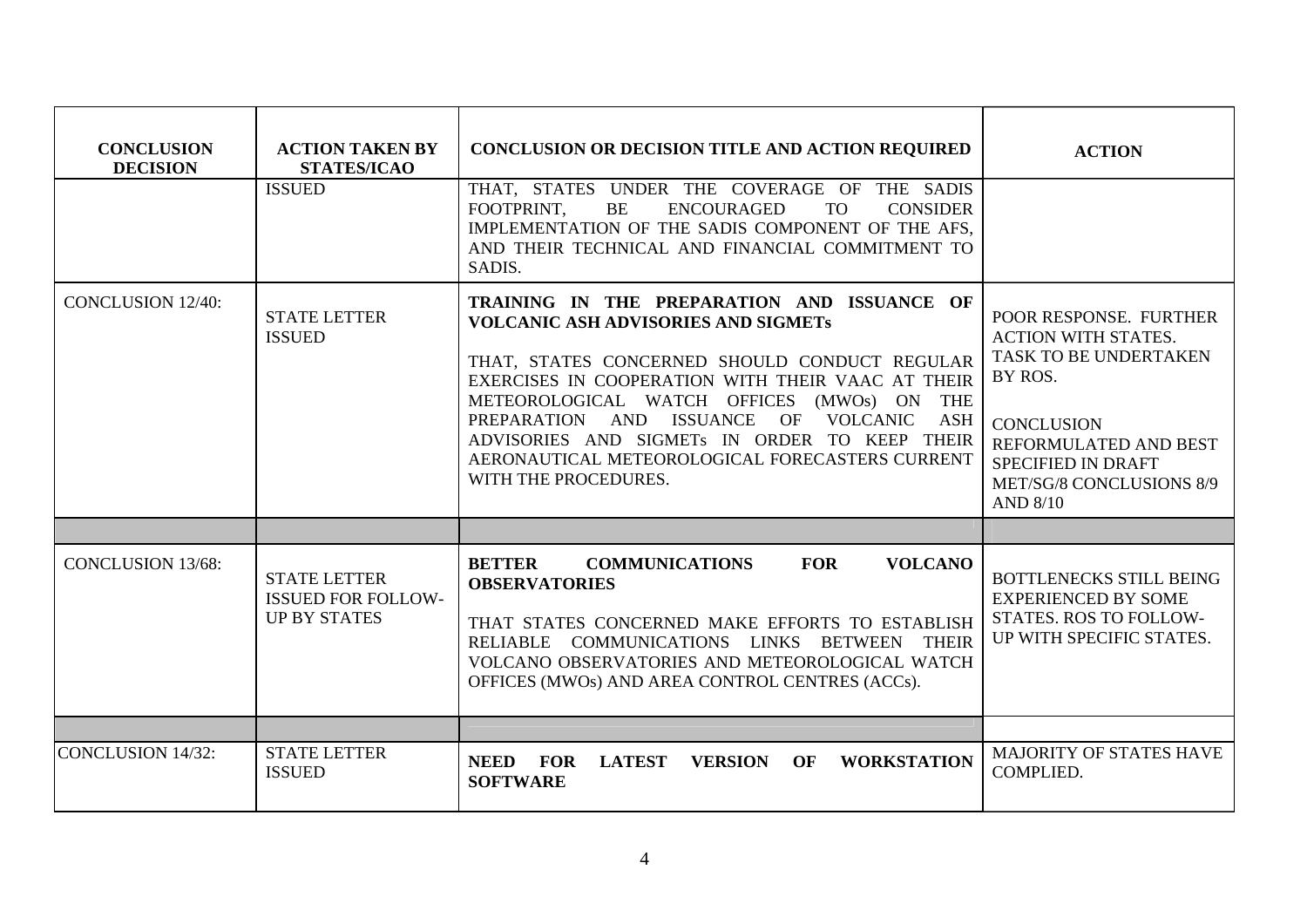| CONCLUSION DECISION | ACTION TAKEN BY STATES/ICAO | CONCLUSION OR DECISION TITLE AND ACTION REQUIRED | ACTION |
|---|---|---|---|
| | ISSUED | THAT, STATES UNDER THE COVERAGE OF THE SADIS FOOTPRINT, BE ENCOURAGED TO CONSIDER IMPLEMENTATION OF THE SADIS COMPONENT OF THE AFS, AND THEIR TECHNICAL AND FINANCIAL COMMITMENT TO SADIS. | |
| CONCLUSION 12/40: | STATE LETTER ISSUED | **TRAINING IN THE PREPARATION AND ISSUANCE OF VOLCANIC ASH ADVISORIES AND SIGMETs**<br><br>THAT, STATES CONCERNED SHOULD CONDUCT REGULAR EXERCISES IN COOPERATION WITH THEIR VAAC AT THEIR METEOROLOGICAL WATCH OFFICES (MWOs) ON THE PREPARATION AND ISSUANCE OF VOLCANIC ASH ADVISORIES AND SIGMETs IN ORDER TO KEEP THEIR AERONAUTICAL METEOROLOGICAL FORECASTERS CURRENT WITH THE PROCEDURES. | POOR RESPONSE. FURTHER ACTION WITH STATES. TASK TO BE UNDERTAKEN BY ROS.<br><br>CONCLUSION REFORMULATED AND BEST SPECIFIED IN DRAFT MET/SG/8 CONCLUSIONS 8/9 AND 8/10 |
| | | | |
| CONCLUSION 13/68: | STATE LETTER ISSUED FOR FOLLOW-UP BY STATES | **BETTER COMMUNICATIONS FOR VOLCANO OBSERVATORIES**<br><br>THAT STATES CONCERNED MAKE EFFORTS TO ESTABLISH RELIABLE COMMUNICATIONS LINKS BETWEEN THEIR VOLCANO OBSERVATORIES AND METEOROLOGICAL WATCH OFFICES (MWOs) AND AREA CONTROL CENTRES (ACCs). | BOTTLENECKS STILL BEING EXPERIENCED BY SOME STATES. ROS TO FOLLOW-UP WITH SPECIFIC STATES. |
| | | | |
| CONCLUSION 14/32: | STATE LETTER ISSUED | **NEED FOR LATEST VERSION OF WORKSTATION SOFTWARE** | MAJORITY OF STATES HAVE COMPLIED. |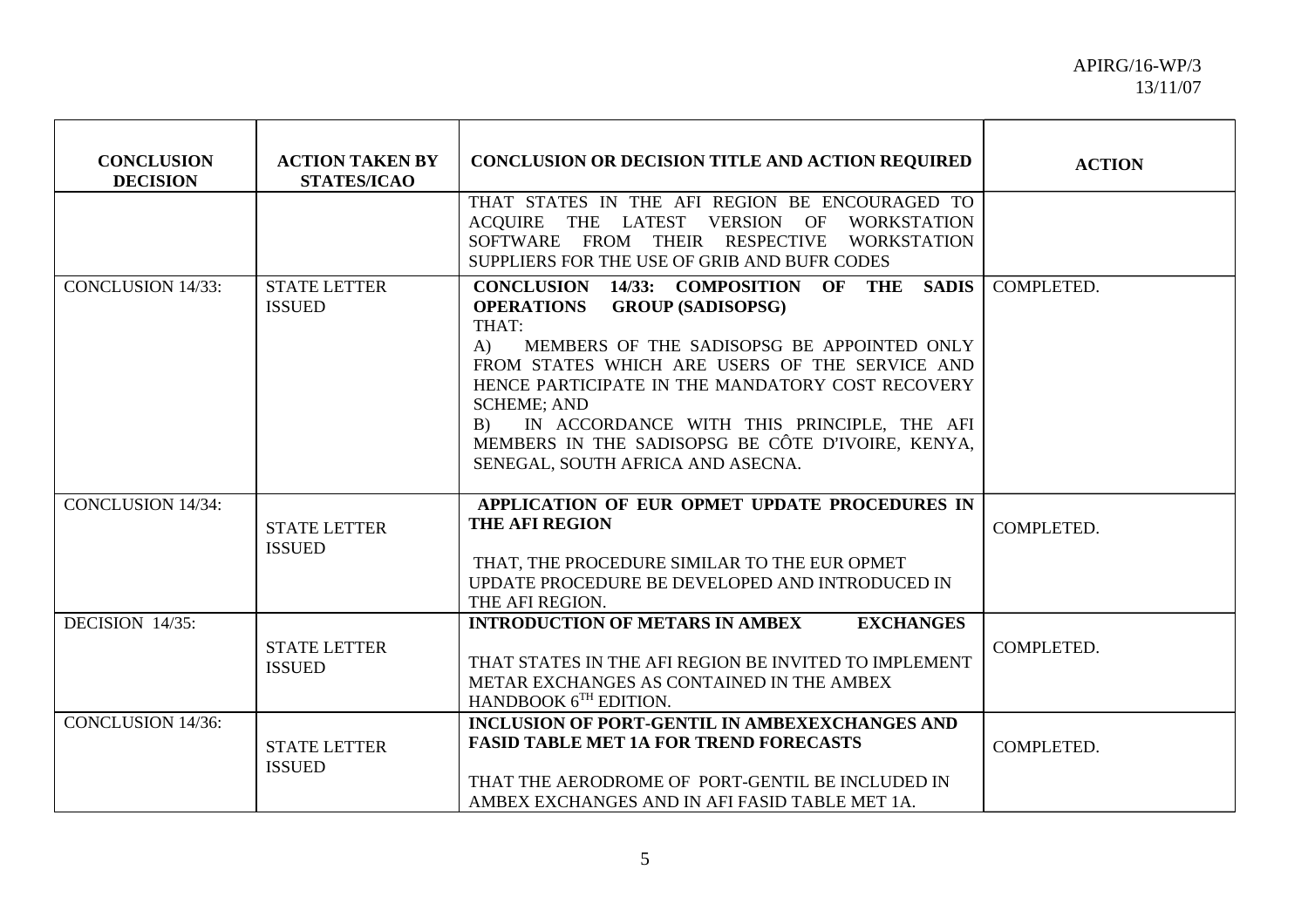| CONCLUSION DECISION | ACTION TAKEN BY STATES/ICAO | CONCLUSION OR DECISION TITLE AND ACTION REQUIRED | ACTION |
|---|---|---|---|
| | | THAT STATES IN THE AFI REGION BE ENCOURAGED TO ACQUIRE THE LATEST VERSION OF WORKSTATION SOFTWARE FROM THEIR RESPECTIVE WORKSTATION SUPPLIERS FOR THE USE OF GRIB AND BUFR CODES | |
| CONCLUSION 14/33: | STATE LETTER ISSUED | **CONCLUSION 14/33: COMPOSITION OF THE SADIS OPERATIONS GROUP (SADISOPSG)**<br>THAT:<br>A) MEMBERS OF THE SADISOPSG BE APPOINTED ONLY FROM STATES WHICH ARE USERS OF THE SERVICE AND HENCE PARTICIPATE IN THE MANDATORY COST RECOVERY SCHEME; AND<br>B) IN ACCORDANCE WITH THIS PRINCIPLE, THE AFI MEMBERS IN THE SADISOPSG BE CÔTE D'IVOIRE, KENYA, SENEGAL, SOUTH AFRICA AND ASECNA. | COMPLETED. |
| CONCLUSION 14/34: | STATE LETTER ISSUED | **APPLICATION OF EUR OPMET UPDATE PROCEDURES IN THE AFI REGION**<br>THAT, THE PROCEDURE SIMILAR TO THE EUR OPMET UPDATE PROCEDURE BE DEVELOPED AND INTRODUCED IN THE AFI REGION. | COMPLETED. |
| DECISION 14/35: | STATE LETTER ISSUED | **INTRODUCTION OF METARS IN AMBEX EXCHANGES**<br>THAT STATES IN THE AFI REGION BE INVITED TO IMPLEMENT METAR EXCHANGES AS CONTAINED IN THE AMBEX HANDBOOK 6TH EDITION. | COMPLETED. |
| CONCLUSION 14/36: | STATE LETTER ISSUED | **INCLUSION OF PORT-GENTIL IN AMBEXEXCHANGES AND FASID TABLE MET 1A FOR TREND FORECASTS**<br>THAT THE AERODROME OF PORT-GENTIL BE INCLUDED IN AMBEX EXCHANGES AND IN AFI FASID TABLE MET 1A. | COMPLETED. |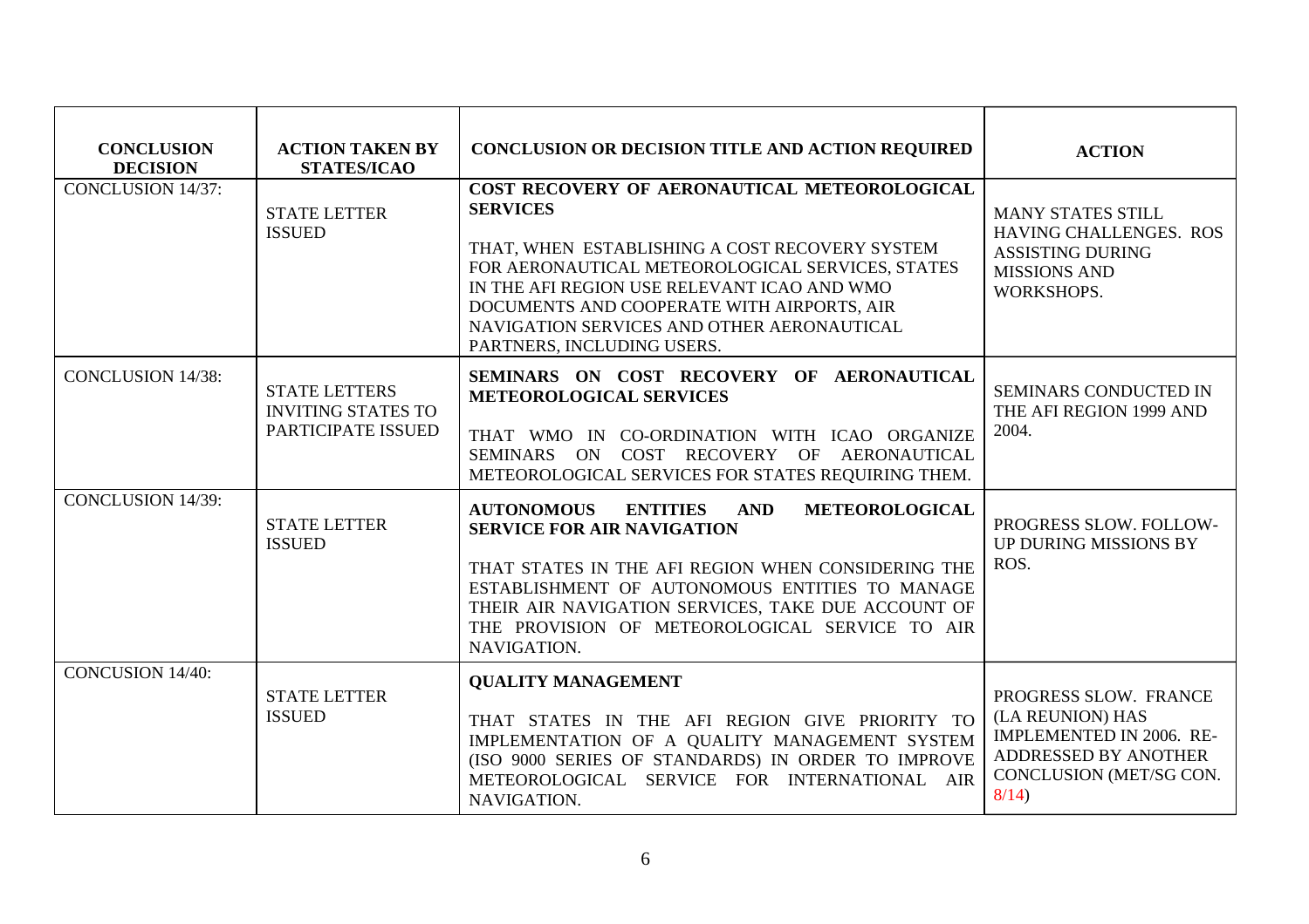| CONCLUSION DECISION | ACTION TAKEN BY STATES/ICAO | CONCLUSION OR DECISION TITLE AND ACTION REQUIRED | ACTION |
|---|---|---|---|
| CONCLUSION 14/37: | STATE LETTER ISSUED | **COST RECOVERY OF AERONAUTICAL METEOROLOGICAL SERVICES**<br><br>THAT, WHEN ESTABLISHING A COST RECOVERY SYSTEM FOR AERONAUTICAL METEOROLOGICAL SERVICES, STATES IN THE AFI REGION USE RELEVANT ICAO AND WMO DOCUMENTS AND COOPERATE WITH AIRPORTS, AIR NAVIGATION SERVICES AND OTHER AERONAUTICAL PARTNERS, INCLUDING USERS. | MANY STATES STILL HAVING CHALLENGES. ROS ASSISTING DURING MISSIONS AND WORKSHOPS. |
| CONCLUSION 14/38: | STATE LETTERS INVITING STATES TO PARTICIPATE ISSUED | **SEMINARS ON COST RECOVERY OF AERONAUTICAL METEOROLOGICAL SERVICES**<br><br>THAT WMO IN CO-ORDINATION WITH ICAO ORGANIZE SEMINARS ON COST RECOVERY OF AERONAUTICAL METEOROLOGICAL SERVICES FOR STATES REQUIRING THEM. | SEMINARS CONDUCTED IN THE AFI REGION 1999 AND 2004. |
| CONCLUSION 14/39: | STATE LETTER ISSUED | **AUTONOMOUS ENTITIES AND METEOROLOGICAL SERVICE FOR AIR NAVIGATION**<br><br>THAT STATES IN THE AFI REGION WHEN CONSIDERING THE ESTABLISHMENT OF AUTONOMOUS ENTITIES TO MANAGE THEIR AIR NAVIGATION SERVICES, TAKE DUE ACCOUNT OF THE PROVISION OF METEOROLOGICAL SERVICE TO AIR NAVIGATION. | PROGRESS SLOW. FOLLOW-UP DURING MISSIONS BY ROS. |
| CONCUSION 14/40: | STATE LETTER ISSUED | **QUALITY MANAGEMENT**<br><br>THAT STATES IN THE AFI REGION GIVE PRIORITY TO IMPLEMENTATION OF A QUALITY MANAGEMENT SYSTEM (ISO 9000 SERIES OF STANDARDS) IN ORDER TO IMPROVE METEOROLOGICAL SERVICE FOR INTERNATIONAL AIR NAVIGATION. | PROGRESS SLOW. FRANCE (LA REUNION) HAS IMPLEMENTED IN 2006. RE-ADDRESSED BY ANOTHER CONCLUSION (MET/SG CON. 8/14) |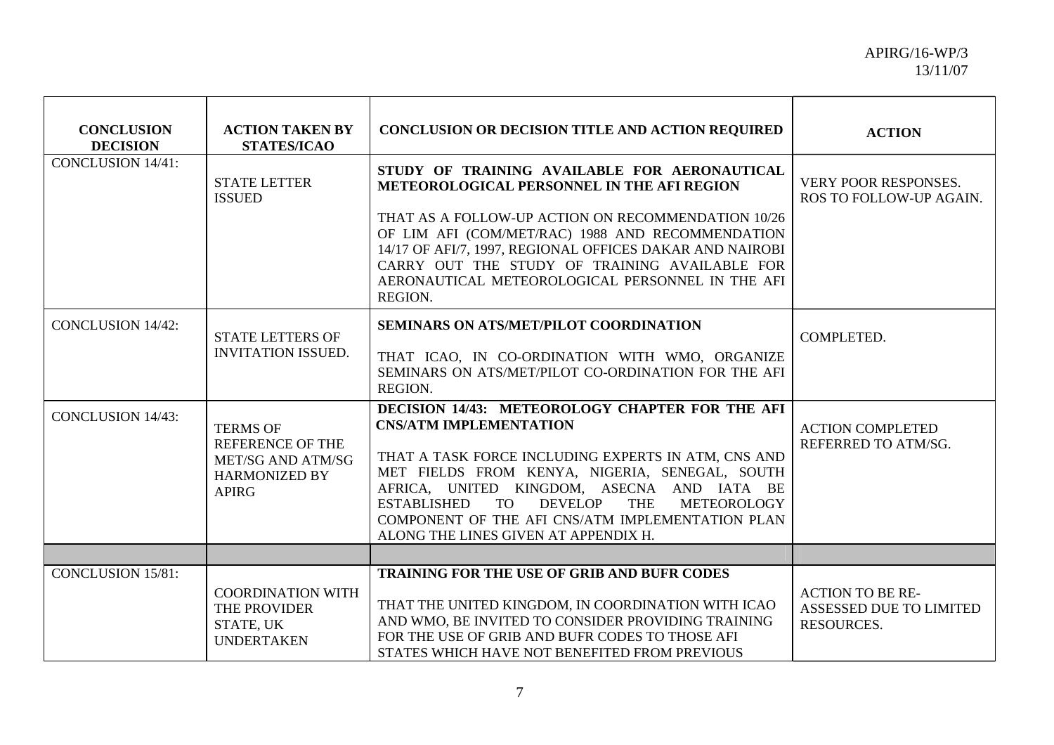| CONCLUSION DECISION | ACTION TAKEN BY STATES/ICAO | CONCLUSION OR DECISION TITLE AND ACTION REQUIRED | ACTION |
|---|---|---|---|
| CONCLUSION 14/41: | STATE LETTER ISSUED | **STUDY OF TRAINING AVAILABLE FOR AERONAUTICAL METEOROLOGICAL PERSONNEL IN THE AFI REGION**<br><br>THAT AS A FOLLOW-UP ACTION ON RECOMMENDATION 10/26 OF LIM AFI (COM/MET/RAC) 1988 AND RECOMMENDATION 14/17 OF AFI/7, 1997, REGIONAL OFFICES DAKAR AND NAIROBI CARRY OUT THE STUDY OF TRAINING AVAILABLE FOR AERONAUTICAL METEOROLOGICAL PERSONNEL IN THE AFI REGION. | VERY POOR RESPONSES. ROS TO FOLLOW-UP AGAIN. |
| CONCLUSION 14/42: | STATE LETTERS OF INVITATION ISSUED. | **SEMINARS ON ATS/MET/PILOT COORDINATION**<br><br>THAT ICAO, IN CO-ORDINATION WITH WMO, ORGANIZE SEMINARS ON ATS/MET/PILOT CO-ORDINATION FOR THE AFI REGION. | COMPLETED. |
| CONCLUSION 14/43: | TERMS OF REFERENCE OF THE MET/SG AND ATM/SG HARMONIZED BY APIRG | **DECISION 14/43: METEOROLOGY CHAPTER FOR THE AFI CNS/ATM IMPLEMENTATION**<br><br>THAT A TASK FORCE INCLUDING EXPERTS IN ATM, CNS AND MET FIELDS FROM KENYA, NIGERIA, SENEGAL, SOUTH AFRICA, UNITED KINGDOM, ASECNA AND IATA BE ESTABLISHED TO DEVELOP THE METEOROLOGY COMPONENT OF THE AFI CNS/ATM IMPLEMENTATION PLAN ALONG THE LINES GIVEN AT APPENDIX H. | ACTION COMPLETED REFERRED TO ATM/SG. |
| | | | |
| CONCLUSION 15/81: | COORDINATION WITH THE PROVIDER STATE, UK UNDERTAKEN | **TRAINING FOR THE USE OF GRIB AND BUFR CODES**<br><br>THAT THE UNITED KINGDOM, IN COORDINATION WITH ICAO AND WMO, BE INVITED TO CONSIDER PROVIDING TRAINING FOR THE USE OF GRIB AND BUFR CODES TO THOSE AFI STATES WHICH HAVE NOT BENEFITED FROM PREVIOUS | ACTION TO BE RE-ASSESSED DUE TO LIMITED RESOURCES. |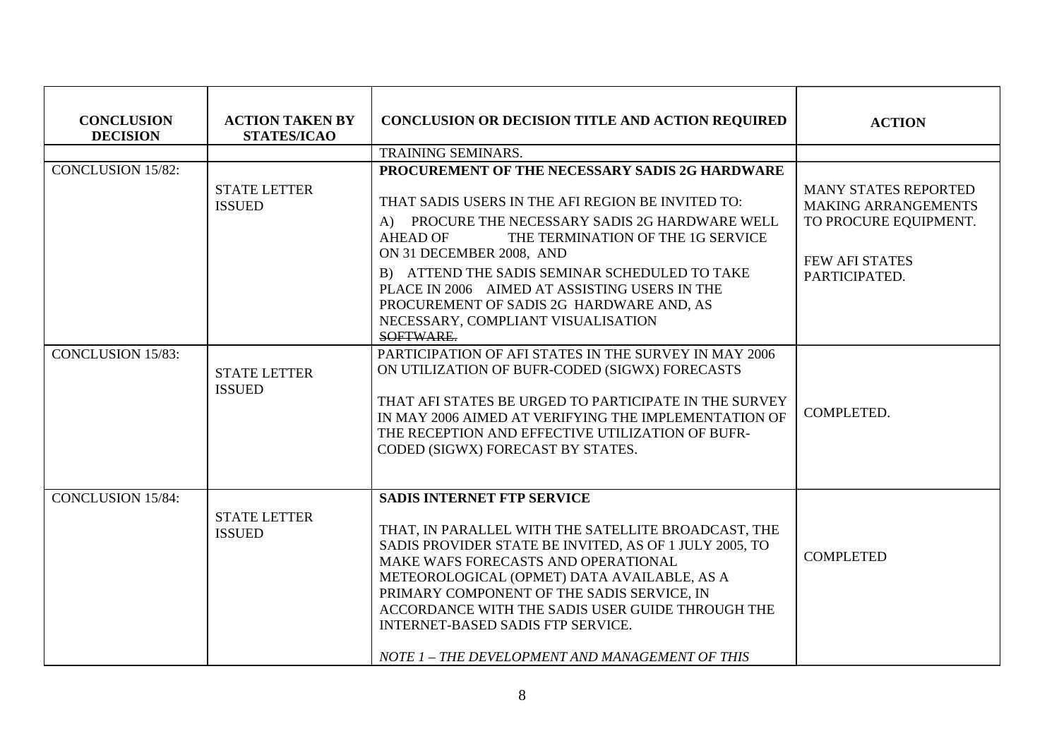| CONCLUSION DECISION | ACTION TAKEN BY STATES/ICAO | CONCLUSION OR DECISION TITLE AND ACTION REQUIRED | ACTION |
|---|---|---|---|
| | | TRAINING SEMINARS. | |
| CONCLUSION 15/82: | STATE LETTER ISSUED | **PROCUREMENT OF THE NECESSARY SADIS 2G HARDWARE**<br><br>THAT SADIS USERS IN THE AFI REGION BE INVITED TO:<br>A) PROCURE THE NECESSARY SADIS 2G HARDWARE WELL AHEAD OF THE TERMINATION OF THE 1G SERVICE ON 31 DECEMBER 2008, AND<br>B) ATTEND THE SADIS SEMINAR SCHEDULED TO TAKE PLACE IN 2006 AIMED AT ASSISTING USERS IN THE PROCUREMENT OF SADIS 2G HARDWARE AND, AS NECESSARY, COMPLIANT VISUALISATION ~~SOFTWARE.~~ | MANY STATES REPORTED MAKING ARRANGEMENTS TO PROCURE EQUIPMENT.<br><br>FEW AFI STATES PARTICIPATED. |
| CONCLUSION 15/83: | STATE LETTER ISSUED | PARTICIPATION OF AFI STATES IN THE SURVEY IN MAY 2006 ON UTILIZATION OF BUFR-CODED (SIGWX) FORECASTS<br><br>THAT AFI STATES BE URGED TO PARTICIPATE IN THE SURVEY IN MAY 2006 AIMED AT VERIFYING THE IMPLEMENTATION OF THE RECEPTION AND EFFECTIVE UTILIZATION OF BUFR-CODED (SIGWX) FORECAST BY STATES. | COMPLETED. |
| CONCLUSION 15/84: | STATE LETTER ISSUED | **SADIS INTERNET FTP SERVICE**<br><br>THAT, IN PARALLEL WITH THE SATELLITE BROADCAST, THE SADIS PROVIDER STATE BE INVITED, AS OF 1 JULY 2005, TO MAKE WAFS FORECASTS AND OPERATIONAL METEOROLOGICAL (OPMET) DATA AVAILABLE, AS A PRIMARY COMPONENT OF THE SADIS SERVICE, IN ACCORDANCE WITH THE SADIS USER GUIDE THROUGH THE INTERNET-BASED SADIS FTP SERVICE.<br><br>*NOTE 1 – THE DEVELOPMENT AND MANAGEMENT OF THIS* | COMPLETED |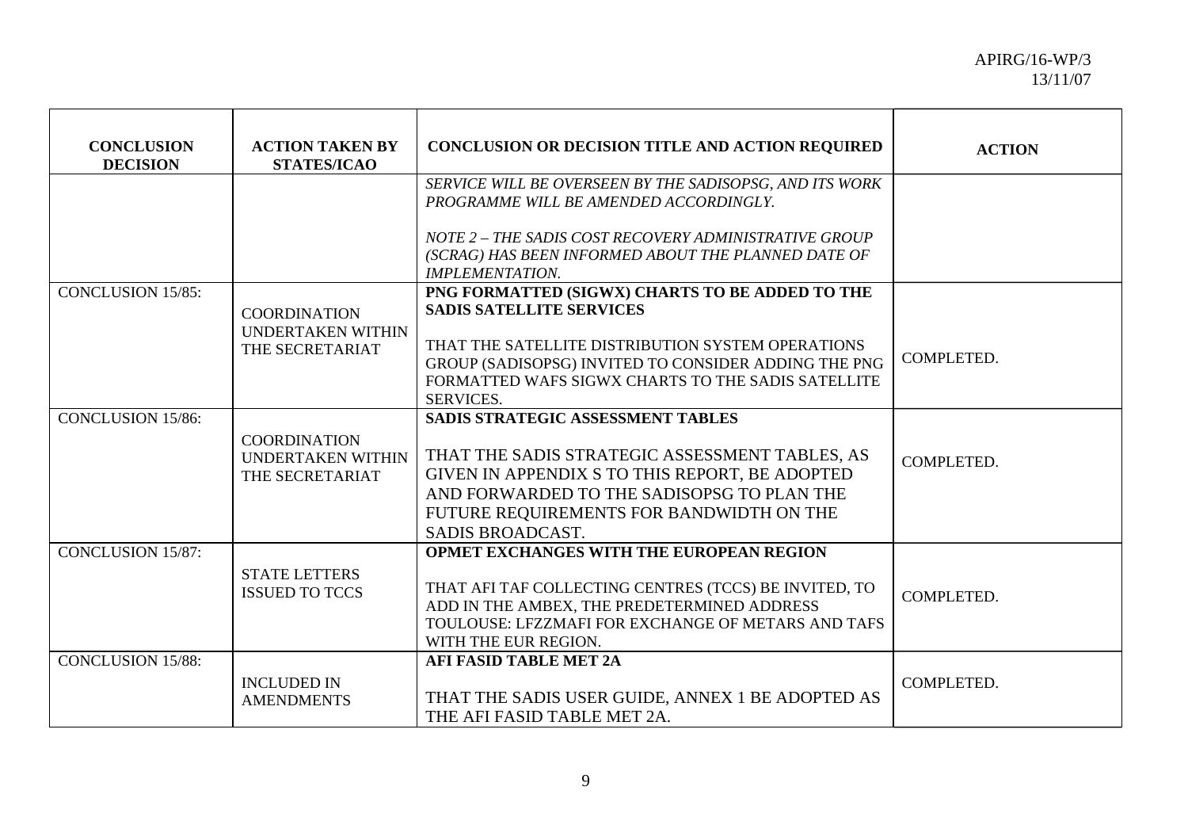| CONCLUSION DECISION | ACTION TAKEN BY STATES/ICAO | CONCLUSION OR DECISION TITLE AND ACTION REQUIRED | ACTION |
|---|---|---|---|
| | | *SERVICE WILL BE OVERSEEN BY THE SADISOPSG, AND ITS WORK PROGRAMME WILL BE AMENDED ACCORDINGLY.*<br><br>*NOTE 2 – THE SADIS COST RECOVERY ADMINISTRATIVE GROUP (SCRAG) HAS BEEN INFORMED ABOUT THE PLANNED DATE OF IMPLEMENTATION.* | |
| CONCLUSION 15/85: | COORDINATION UNDERTAKEN WITHIN THE SECRETARIAT | **PNG FORMATTED (SIGWX) CHARTS TO BE ADDED TO THE SADIS SATELLITE SERVICES**<br><br>THAT THE SATELLITE DISTRIBUTION SYSTEM OPERATIONS GROUP (SADISOPSG) INVITED TO CONSIDER ADDING THE PNG FORMATTED WAFS SIGWX CHARTS TO THE SADIS SATELLITE SERVICES. | COMPLETED. |
| CONCLUSION 15/86: | COORDINATION UNDERTAKEN WITHIN THE SECRETARIAT | **SADIS STRATEGIC ASSESSMENT TABLES**<br><br>THAT THE SADIS STRATEGIC ASSESSMENT TABLES, AS GIVEN IN APPENDIX S TO THIS REPORT, BE ADOPTED AND FORWARDED TO THE SADISOPSG TO PLAN THE FUTURE REQUIREMENTS FOR BANDWIDTH ON THE SADIS BROADCAST. | COMPLETED. |
| CONCLUSION 15/87: | STATE LETTERS ISSUED TO TCCS | **OPMET EXCHANGES WITH THE EUROPEAN REGION**<br><br>THAT AFI TAF COLLECTING CENTRES (TCCS) BE INVITED, TO ADD IN THE AMBEX, THE PREDETERMINED ADDRESS TOULOUSE: LFZZMAFI FOR EXCHANGE OF METARS AND TAFS WITH THE EUR REGION. | COMPLETED. |
| CONCLUSION 15/88: | INCLUDED IN AMENDMENTS | **AFI FASID TABLE MET 2A**<br><br>THAT THE SADIS USER GUIDE, ANNEX 1 BE ADOPTED AS THE AFI FASID TABLE MET 2A. | COMPLETED. |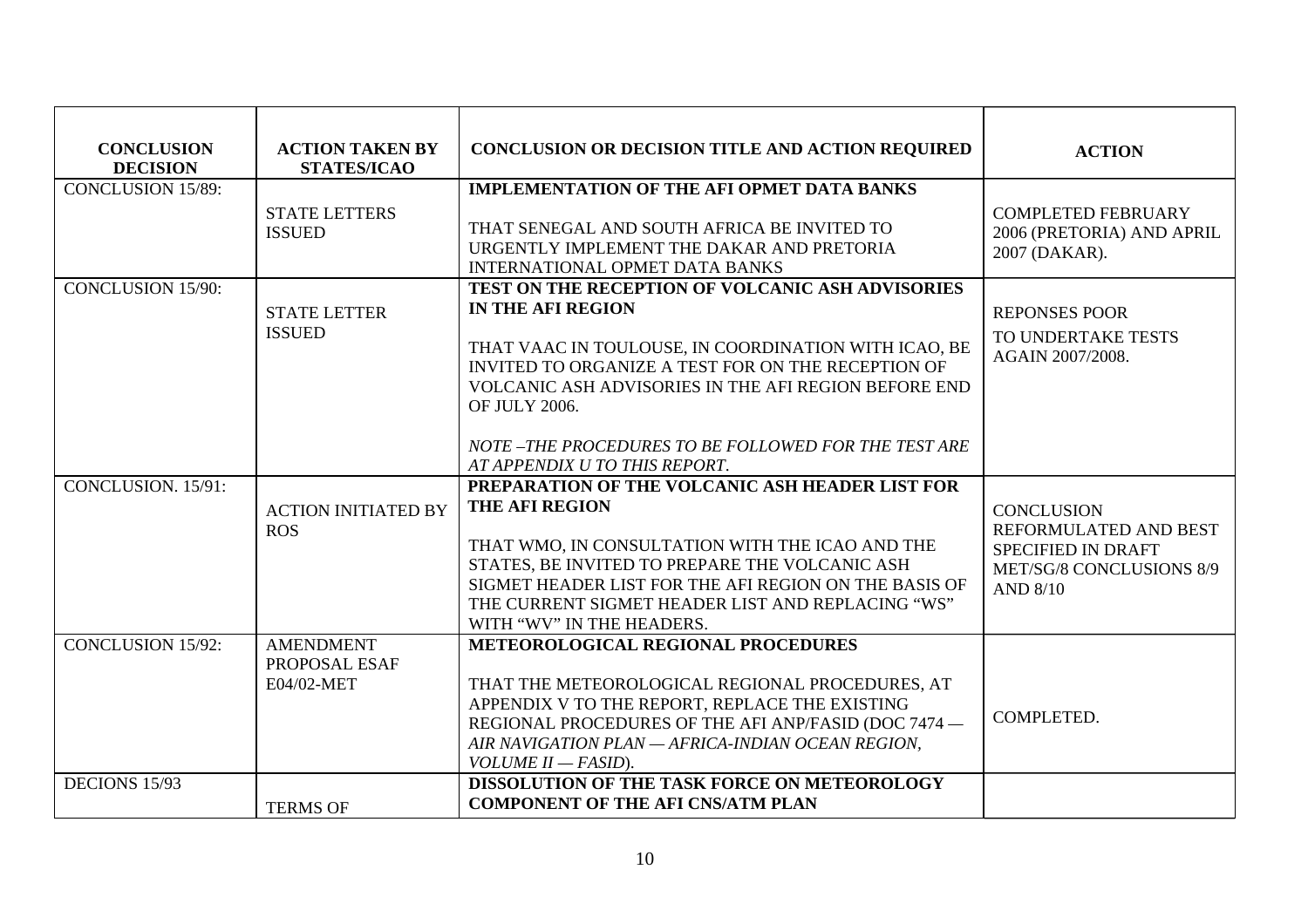| CONCLUSION DECISION | ACTION TAKEN BY STATES/ICAO | CONCLUSION OR DECISION TITLE AND ACTION REQUIRED | ACTION |
|---|---|---|---|
| CONCLUSION 15/89: | STATE LETTERS ISSUED | **IMPLEMENTATION OF THE AFI OPMET DATA BANKS**<br><br>THAT SENEGAL AND SOUTH AFRICA BE INVITED TO URGENTLY IMPLEMENT THE DAKAR AND PRETORIA INTERNATIONAL OPMET DATA BANKS | COMPLETED FEBRUARY 2006 (PRETORIA) AND APRIL 2007 (DAKAR). |
| CONCLUSION 15/90: | STATE LETTER ISSUED | **TEST ON THE RECEPTION OF VOLCANIC ASH ADVISORIES IN THE AFI REGION**<br><br>THAT VAAC IN TOULOUSE, IN COORDINATION WITH ICAO, BE INVITED TO ORGANIZE A TEST FOR ON THE RECEPTION OF VOLCANIC ASH ADVISORIES IN THE AFI REGION BEFORE END OF JULY 2006.<br><br>*NOTE –THE PROCEDURES TO BE FOLLOWED FOR THE TEST ARE AT APPENDIX U TO THIS REPORT.* | REPONSES POOR<br>TO UNDERTAKE TESTS AGAIN 2007/2008. |
| CONCLUSION. 15/91: | ACTION INITIATED BY ROS | **PREPARATION OF THE VOLCANIC ASH HEADER LIST FOR THE AFI REGION**<br><br>THAT WMO, IN CONSULTATION WITH THE ICAO AND THE STATES, BE INVITED TO PREPARE THE VOLCANIC ASH SIGMET HEADER LIST FOR THE AFI REGION ON THE BASIS OF THE CURRENT SIGMET HEADER LIST AND REPLACING "WS" WITH "WV" IN THE HEADERS. | CONCLUSION REFORMULATED AND BEST SPECIFIED IN DRAFT MET/SG/8 CONCLUSIONS 8/9 AND 8/10 |
| CONCLUSION 15/92: | AMENDMENT PROPOSAL ESAF E04/02-MET | **METEOROLOGICAL REGIONAL PROCEDURES**<br><br>THAT THE METEOROLOGICAL REGIONAL PROCEDURES, AT APPENDIX V TO THE REPORT, REPLACE THE EXISTING REGIONAL PROCEDURES OF THE AFI ANP/FASID (DOC 7474 — *AIR NAVIGATION PLAN — AFRICA-INDIAN OCEAN REGION, VOLUME II — FASID*). | COMPLETED. |
| DECIONS 15/93 | TERMS OF | **DISSOLUTION OF THE TASK FORCE ON METEOROLOGY COMPONENT OF THE AFI CNS/ATM PLAN** | |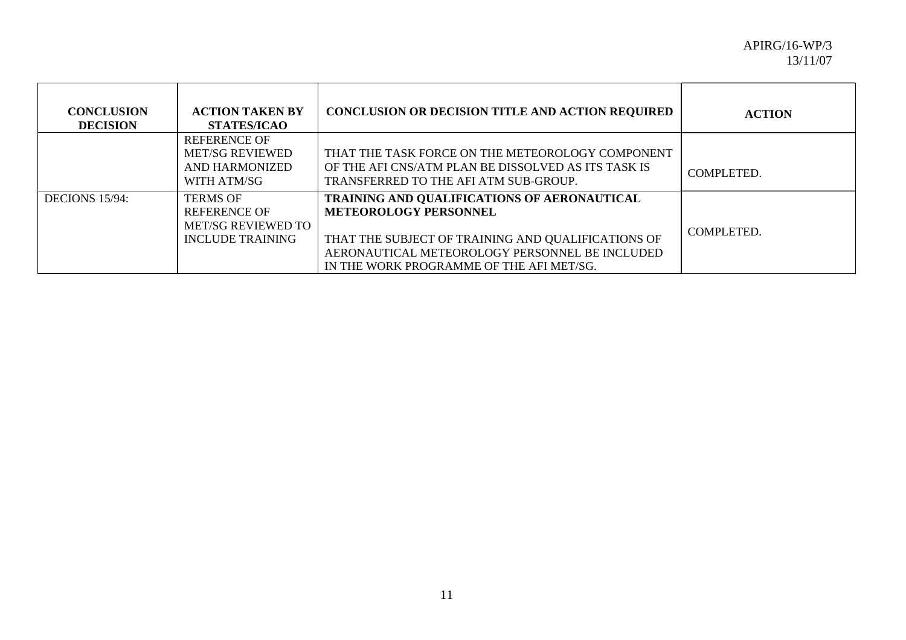| CONCLUSION DECISION | ACTION TAKEN BY STATES/ICAO | CONCLUSION OR DECISION TITLE AND ACTION REQUIRED | ACTION |
|---|---|---|---|
| | REFERENCE OF MET/SG REVIEWED AND HARMONIZED WITH ATM/SG | THAT THE TASK FORCE ON THE METEOROLOGY COMPONENT OF THE AFI CNS/ATM PLAN BE DISSOLVED AS ITS TASK IS TRANSFERRED TO THE AFI ATM SUB-GROUP. | COMPLETED. |
| DECIONS 15/94: | TERMS OF REFERENCE OF MET/SG REVIEWED TO INCLUDE TRAINING | **TRAINING AND QUALIFICATIONS OF AERONAUTICAL METEOROLOGY PERSONNEL**<br><br>THAT THE SUBJECT OF TRAINING AND QUALIFICATIONS OF AERONAUTICAL METEOROLOGY PERSONNEL BE INCLUDED IN THE WORK PROGRAMME OF THE AFI MET/SG. | COMPLETED. |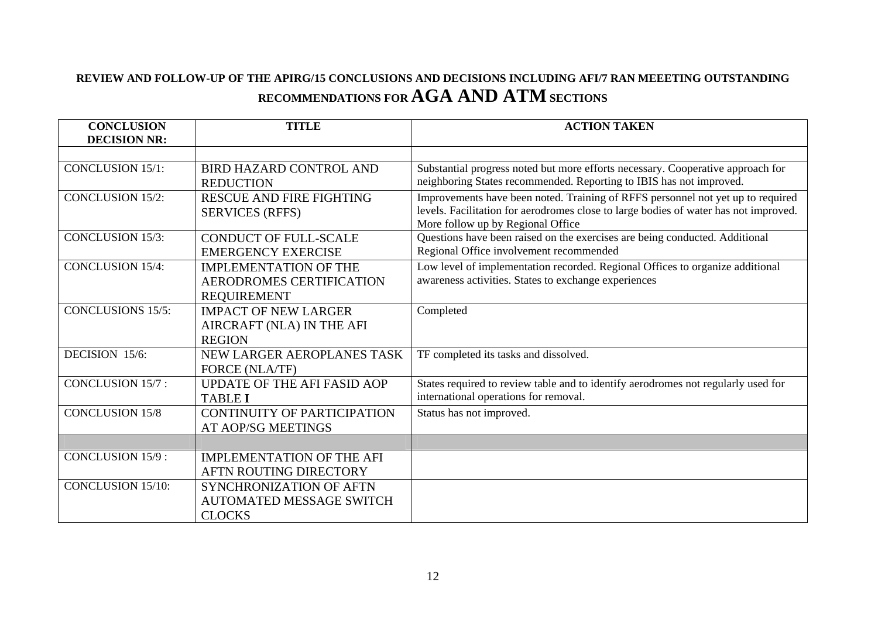## REVIEW AND FOLLOW-UP OF THE APIRG/15 CONCLUSIONS AND DECISIONS INCLUDING AFI/7 RAN MEEETING OUTSTANDING RECOMMENDATIONS FOR AGA AND ATM SECTIONS

| CONCLUSION DECISION NR: | TITLE | ACTION TAKEN |
|---|---|---|
| | | |
| CONCLUSION 15/1: | BIRD HAZARD CONTROL AND REDUCTION | Substantial progress noted but more efforts necessary. Cooperative approach for neighboring States recommended. Reporting to IBIS has not improved. |
| CONCLUSION 15/2: | RESCUE AND FIRE FIGHTING SERVICES (RFFS) | Improvements have been noted. Training of RFFS personnel not yet up to required levels. Facilitation for aerodromes close to large bodies of water has not improved. More follow up by Regional Office |
| CONCLUSION 15/3: | CONDUCT OF FULL-SCALE EMERGENCY EXERCISE | Questions have been raised on the exercises are being conducted. Additional Regional Office involvement recommended |
| CONCLUSION 15/4: | IMPLEMENTATION OF THE AERODROMES CERTIFICATION REQUIREMENT | Low level of implementation recorded. Regional Offices to organize additional awareness activities. States to exchange experiences |
| CONCLUSIONS 15/5: | IMPACT OF NEW LARGER AIRCRAFT (NLA) IN THE AFI REGION | Completed |
| DECISION 15/6: | NEW LARGER AEROPLANES TASK FORCE (NLA/TF) | TF completed its tasks and dissolved. |
| CONCLUSION 15/7 : | UPDATE OF THE AFI FASID AOP TABLE **I** | States required to review table and to identify aerodromes not regularly used for international operations for removal. |
| CONCLUSION 15/8 | CONTINUITY OF PARTICIPATION AT AOP/SG MEETINGS | Status has not improved. |
| | | |
| CONCLUSION 15/9 : | IMPLEMENTATION OF THE AFI AFTN ROUTING DIRECTORY | |
| CONCLUSION 15/10: | SYNCHRONIZATION OF AFTN AUTOMATED MESSAGE SWITCH CLOCKS | |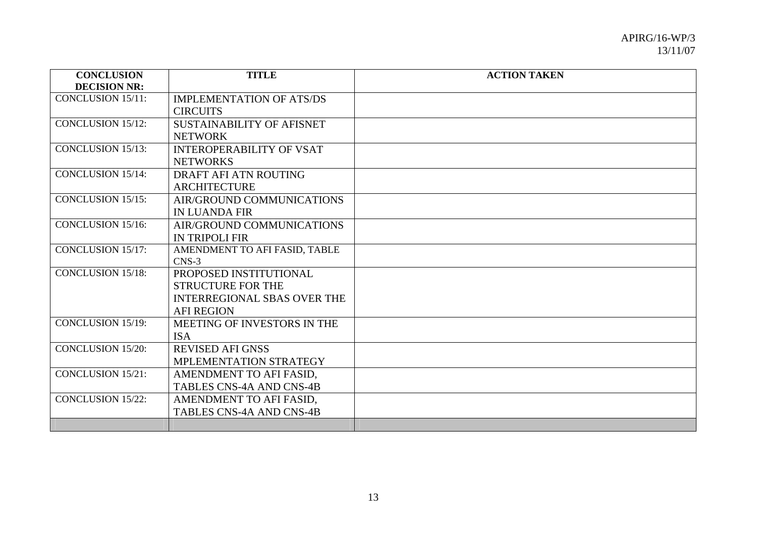| CONCLUSION DECISION NR: | TITLE | ACTION TAKEN |
|---|---|---|
| CONCLUSION 15/11: | IMPLEMENTATION OF ATS/DS CIRCUITS | |
| CONCLUSION 15/12: | SUSTAINABILITY OF AFISNET NETWORK | |
| CONCLUSION 15/13: | INTEROPERABILITY OF VSAT NETWORKS | |
| CONCLUSION 15/14: | DRAFT AFI ATN ROUTING ARCHITECTURE | |
| CONCLUSION 15/15: | AIR/GROUND COMMUNICATIONS IN LUANDA FIR | |
| CONCLUSION 15/16: | AIR/GROUND COMMUNICATIONS IN TRIPOLI FIR | |
| CONCLUSION 15/17: | AMENDMENT TO AFI FASID, TABLE CNS-3 | |
| CONCLUSION 15/18: | PROPOSED INSTITUTIONAL STRUCTURE FOR THE INTERREGIONAL SBAS OVER THE AFI REGION | |
| CONCLUSION 15/19: | MEETING OF INVESTORS IN THE ISA | |
| CONCLUSION 15/20: | REVISED AFI GNSS MPLEMENTATION STRATEGY | |
| CONCLUSION 15/21: | AMENDMENT TO AFI FASID, TABLES CNS-4A AND CNS-4B | |
| CONCLUSION 15/22: | AMENDMENT TO AFI FASID, TABLES CNS-4A AND CNS-4B | |
| | | |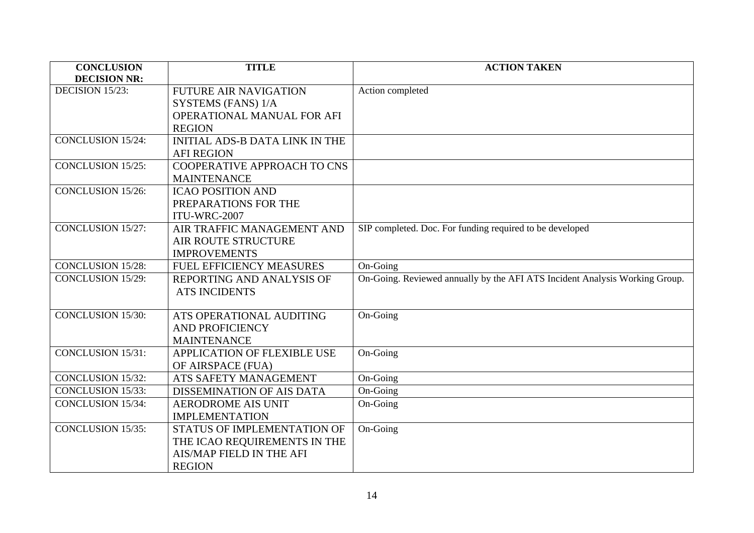| CONCLUSION DECISION NR: | TITLE | ACTION TAKEN |
|---|---|---|
| DECISION 15/23: | FUTURE AIR NAVIGATION SYSTEMS (FANS) 1/A OPERATIONAL MANUAL FOR AFI REGION | Action completed |
| CONCLUSION 15/24: | INITIAL ADS-B DATA LINK IN THE AFI REGION | |
| CONCLUSION 15/25: | COOPERATIVE APPROACH TO CNS MAINTENANCE | |
| CONCLUSION 15/26: | ICAO POSITION AND PREPARATIONS FOR THE ITU-WRC-2007 | |
| CONCLUSION 15/27: | AIR TRAFFIC MANAGEMENT AND AIR ROUTE STRUCTURE IMPROVEMENTS | SIP completed. Doc. For funding required to be developed |
| CONCLUSION 15/28: | FUEL EFFICIENCY MEASURES | On-Going |
| CONCLUSION 15/29: | REPORTING AND ANALYSIS OF ATS INCIDENTS | On-Going. Reviewed annually by the AFI ATS Incident Analysis Working Group. |
| CONCLUSION 15/30: | ATS OPERATIONAL AUDITING AND PROFICIENCY MAINTENANCE | On-Going |
| CONCLUSION 15/31: | APPLICATION OF FLEXIBLE USE OF AIRSPACE (FUA) | On-Going |
| CONCLUSION 15/32: | ATS SAFETY MANAGEMENT | On-Going |
| CONCLUSION 15/33: | DISSEMINATION OF AIS DATA | On-Going |
| CONCLUSION 15/34: | AERODROME AIS UNIT IMPLEMENTATION | On-Going |
| CONCLUSION 15/35: | STATUS OF IMPLEMENTATION OF THE ICAO REQUIREMENTS IN THE AIS/MAP FIELD IN THE AFI REGION | On-Going |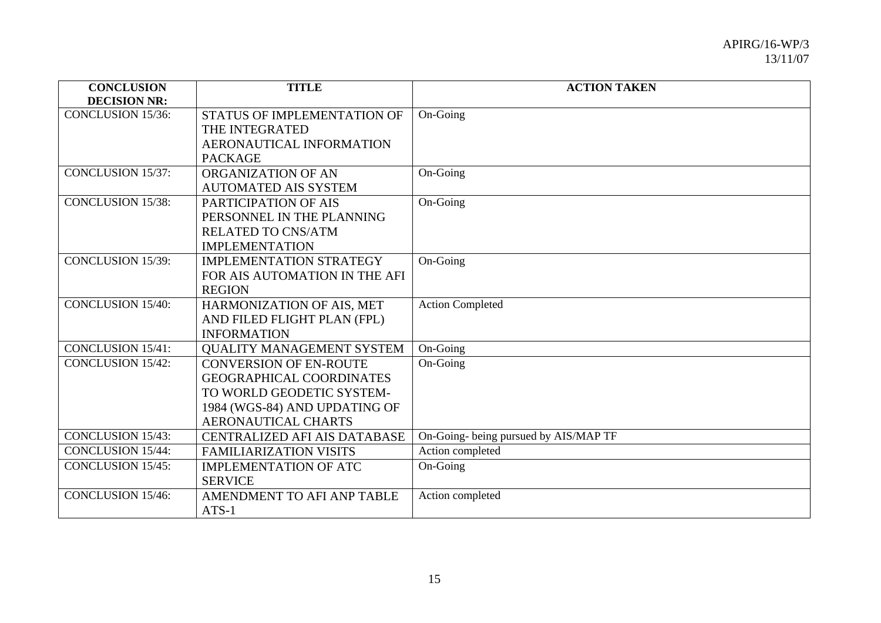| CONCLUSION DECISION NR: | TITLE | ACTION TAKEN |
|---|---|---|
| CONCLUSION 15/36: | STATUS OF IMPLEMENTATION OF THE INTEGRATED AERONAUTICAL INFORMATION PACKAGE | On-Going |
| CONCLUSION 15/37: | ORGANIZATION OF AN AUTOMATED AIS SYSTEM | On-Going |
| CONCLUSION 15/38: | PARTICIPATION OF AIS PERSONNEL IN THE PLANNING RELATED TO CNS/ATM IMPLEMENTATION | On-Going |
| CONCLUSION 15/39: | IMPLEMENTATION STRATEGY FOR AIS AUTOMATION IN THE AFI REGION | On-Going |
| CONCLUSION 15/40: | HARMONIZATION OF AIS, MET AND FILED FLIGHT PLAN (FPL) INFORMATION | Action Completed |
| CONCLUSION 15/41: | QUALITY MANAGEMENT SYSTEM | On-Going |
| CONCLUSION 15/42: | CONVERSION OF EN-ROUTE GEOGRAPHICAL COORDINATES TO WORLD GEODETIC SYSTEM-1984 (WGS-84) AND UPDATING OF AERONAUTICAL CHARTS | On-Going |
| CONCLUSION 15/43: | CENTRALIZED AFI AIS DATABASE | On-Going- being pursued by AIS/MAP TF |
| CONCLUSION 15/44: | FAMILIARIZATION VISITS | Action completed |
| CONCLUSION 15/45: | IMPLEMENTATION OF ATC SERVICE | On-Going |
| CONCLUSION 15/46: | AMENDMENT TO AFI ANP TABLE ATS-1 | Action completed |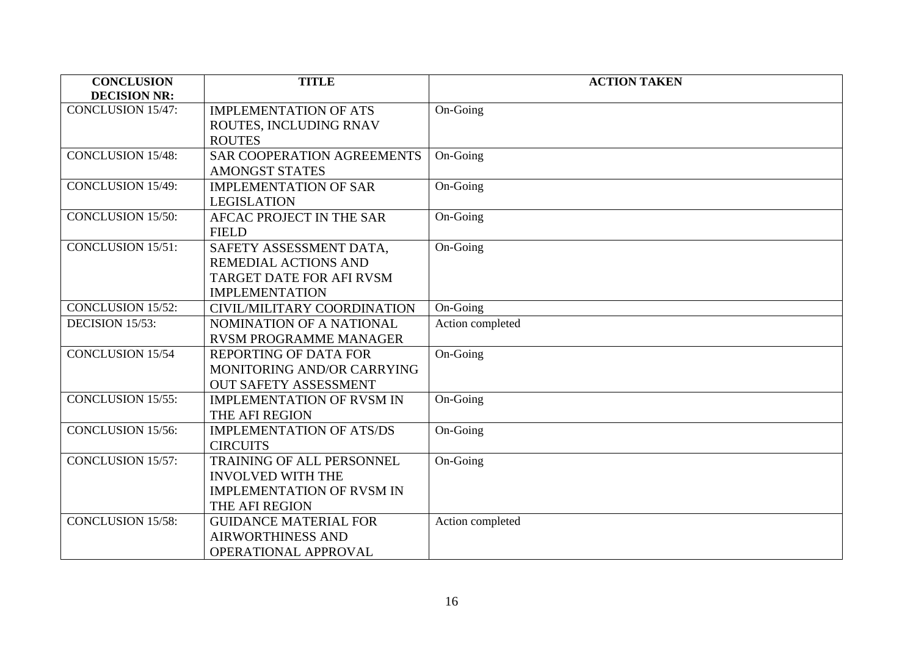| CONCLUSION DECISION NR: | TITLE | ACTION TAKEN |
|---|---|---|
| CONCLUSION 15/47: | IMPLEMENTATION OF ATS ROUTES, INCLUDING RNAV ROUTES | On-Going |
| CONCLUSION 15/48: | SAR COOPERATION AGREEMENTS AMONGST STATES | On-Going |
| CONCLUSION 15/49: | IMPLEMENTATION OF SAR LEGISLATION | On-Going |
| CONCLUSION 15/50: | AFCAC PROJECT IN THE SAR FIELD | On-Going |
| CONCLUSION 15/51: | SAFETY ASSESSMENT DATA, REMEDIAL ACTIONS AND TARGET DATE FOR AFI RVSM IMPLEMENTATION | On-Going |
| CONCLUSION 15/52: | CIVIL/MILITARY COORDINATION | On-Going |
| DECISION 15/53: | NOMINATION OF A NATIONAL RVSM PROGRAMME MANAGER | Action completed |
| CONCLUSION 15/54 | REPORTING OF DATA FOR MONITORING AND/OR CARRYING OUT SAFETY ASSESSMENT | On-Going |
| CONCLUSION 15/55: | IMPLEMENTATION OF RVSM IN THE AFI REGION | On-Going |
| CONCLUSION 15/56: | IMPLEMENTATION OF ATS/DS CIRCUITS | On-Going |
| CONCLUSION 15/57: | TRAINING OF ALL PERSONNEL INVOLVED WITH THE IMPLEMENTATION OF RVSM IN THE AFI REGION | On-Going |
| CONCLUSION 15/58: | GUIDANCE MATERIAL FOR AIRWORTHINESS AND OPERATIONAL APPROVAL | Action completed |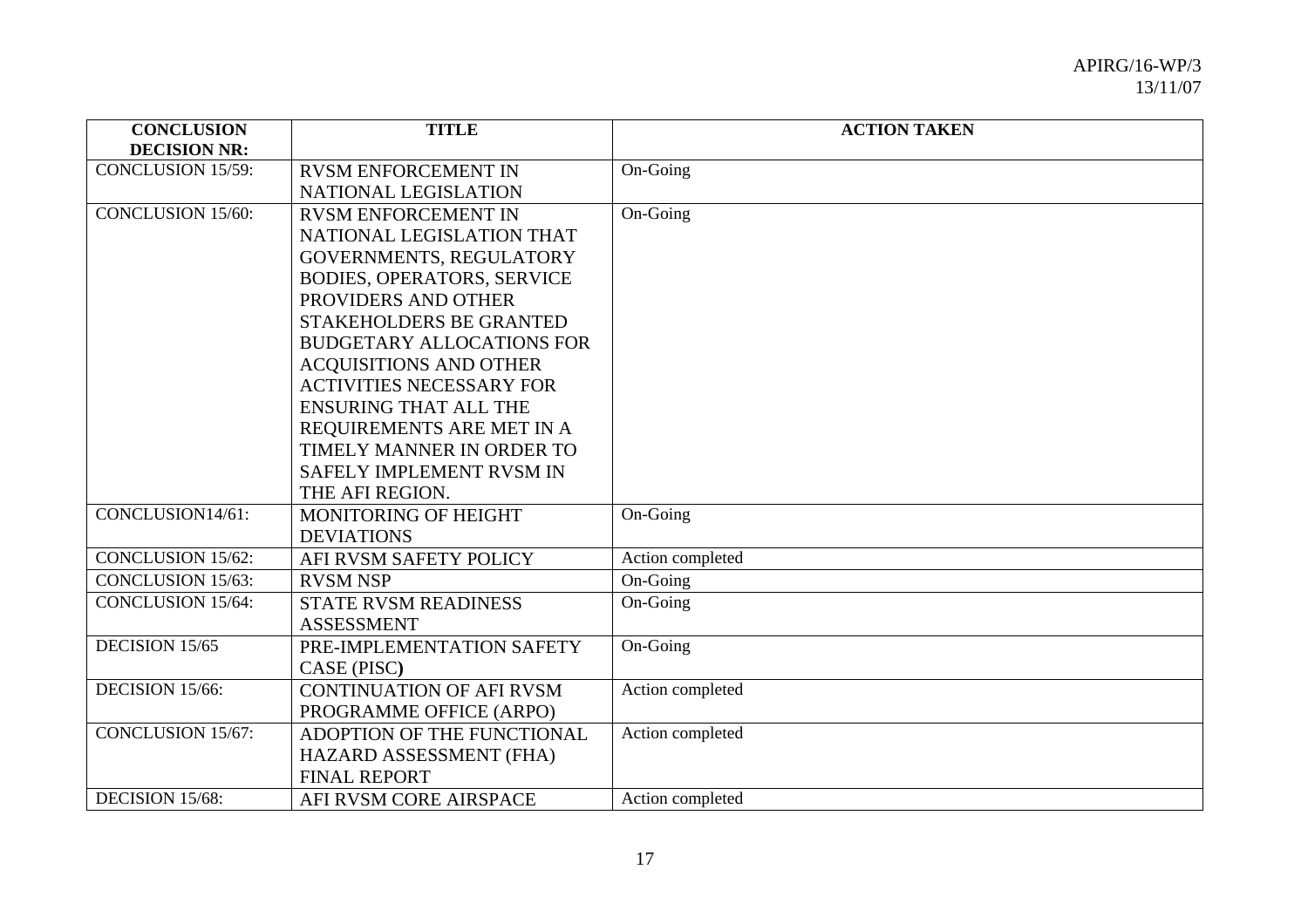| CONCLUSION DECISION NR: | TITLE | ACTION TAKEN |
|---|---|---|
| CONCLUSION 15/59: | RVSM ENFORCEMENT IN NATIONAL LEGISLATION | On-Going |
| CONCLUSION 15/60: | RVSM ENFORCEMENT IN NATIONAL LEGISLATION THAT GOVERNMENTS, REGULATORY BODIES, OPERATORS, SERVICE PROVIDERS AND OTHER STAKEHOLDERS BE GRANTED BUDGETARY ALLOCATIONS FOR ACQUISITIONS AND OTHER ACTIVITIES NECESSARY FOR ENSURING THAT ALL THE REQUIREMENTS ARE MET IN A TIMELY MANNER IN ORDER TO SAFELY IMPLEMENT RVSM IN THE AFI REGION. | On-Going |
| CONCLUSION14/61: | MONITORING OF HEIGHT DEVIATIONS | On-Going |
| CONCLUSION 15/62: | AFI RVSM SAFETY POLICY | Action completed |
| CONCLUSION 15/63: | RVSM NSP | On-Going |
| CONCLUSION 15/64: | STATE RVSM READINESS ASSESSMENT | On-Going |
| DECISION 15/65 | PRE-IMPLEMENTATION SAFETY CASE (PISC**)** | On-Going |
| DECISION 15/66: | CONTINUATION OF AFI RVSM PROGRAMME OFFICE (ARPO) | Action completed |
| CONCLUSION 15/67: | ADOPTION OF THE FUNCTIONAL HAZARD ASSESSMENT (FHA) FINAL REPORT | Action completed |
| DECISION 15/68: | AFI RVSM CORE AIRSPACE | Action completed |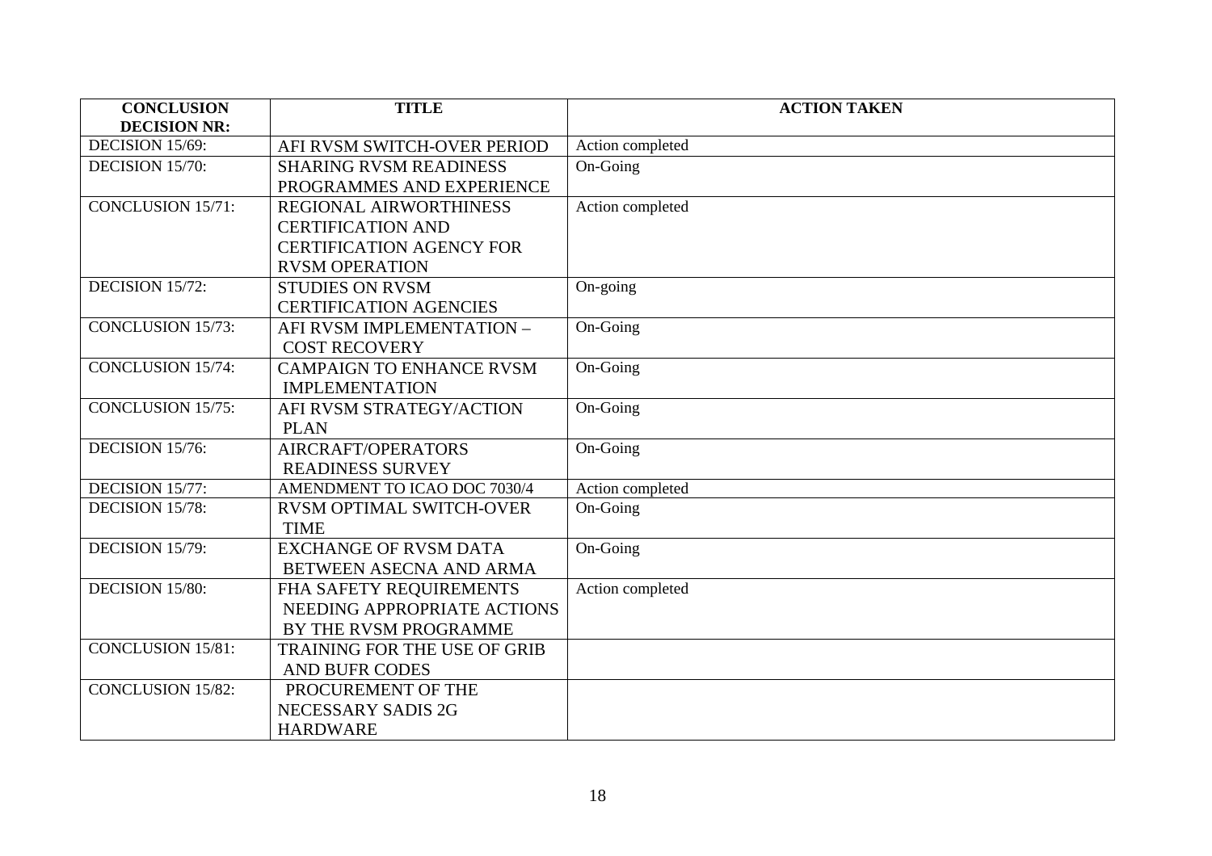| CONCLUSION DECISION NR: | TITLE | ACTION TAKEN |
|---|---|---|
| DECISION 15/69: | AFI RVSM SWITCH-OVER PERIOD | Action completed |
| DECISION 15/70: | SHARING RVSM READINESS PROGRAMMES AND EXPERIENCE | On-Going |
| CONCLUSION 15/71: | REGIONAL AIRWORTHINESS CERTIFICATION AND CERTIFICATION AGENCY FOR RVSM OPERATION | Action completed |
| DECISION 15/72: | STUDIES ON RVSM CERTIFICATION AGENCIES | On-going |
| CONCLUSION 15/73: | AFI RVSM IMPLEMENTATION – COST RECOVERY | On-Going |
| CONCLUSION 15/74: | CAMPAIGN TO ENHANCE RVSM IMPLEMENTATION | On-Going |
| CONCLUSION 15/75: | AFI RVSM STRATEGY/ACTION PLAN | On-Going |
| DECISION 15/76: | AIRCRAFT/OPERATORS READINESS SURVEY | On-Going |
| DECISION 15/77: | AMENDMENT TO ICAO DOC 7030/4 | Action completed |
| DECISION 15/78: | RVSM OPTIMAL SWITCH-OVER TIME | On-Going |
| DECISION 15/79: | EXCHANGE OF RVSM DATA BETWEEN ASECNA AND ARMA | On-Going |
| DECISION 15/80: | FHA SAFETY REQUIREMENTS NEEDING APPROPRIATE ACTIONS BY THE RVSM PROGRAMME | Action completed |
| CONCLUSION 15/81: | TRAINING FOR THE USE OF GRIB AND BUFR CODES | |
| CONCLUSION 15/82: | PROCUREMENT OF THE NECESSARY SADIS 2G HARDWARE | |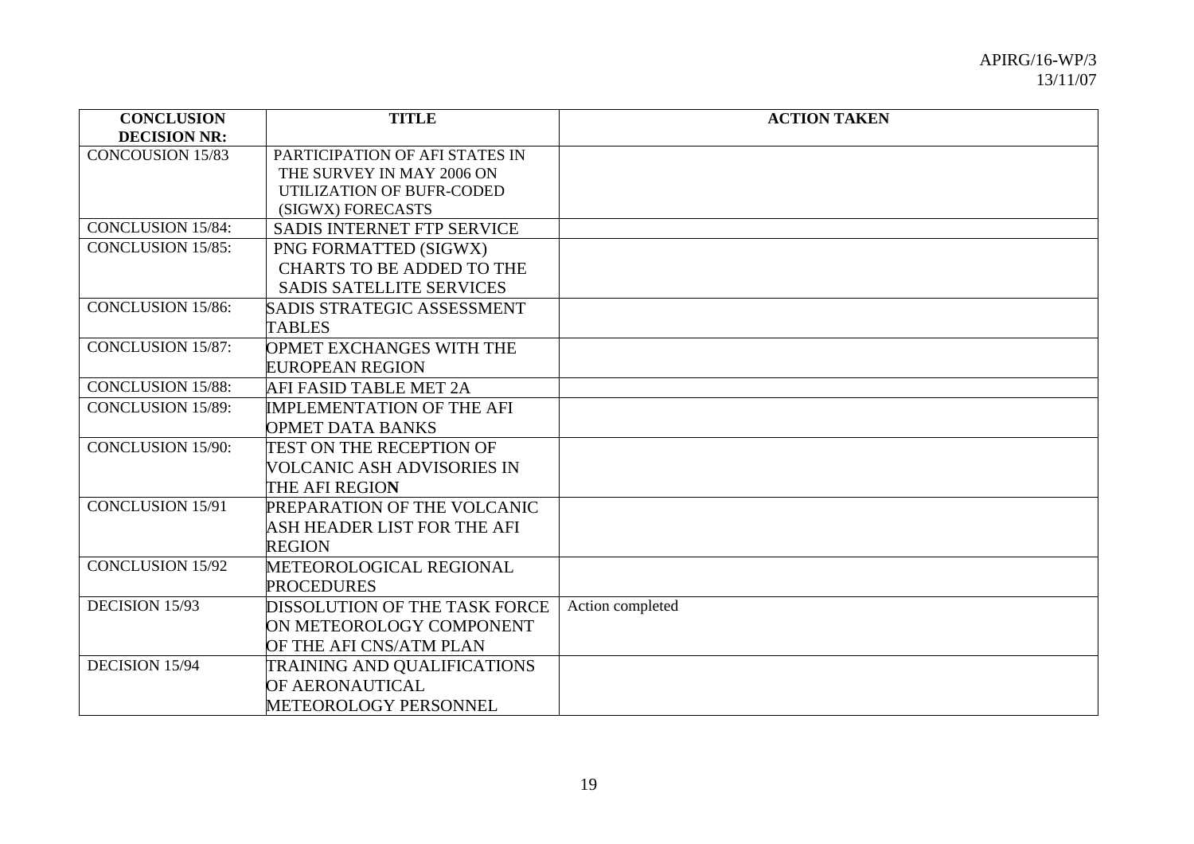| CONCLUSION DECISION NR: | TITLE | ACTION TAKEN |
|---|---|---|
| CONCOUSION 15/83 | PARTICIPATION OF AFI STATES IN THE SURVEY IN MAY 2006 ON UTILIZATION OF BUFR-CODED (SIGWX) FORECASTS | |
| CONCLUSION 15/84: | SADIS INTERNET FTP SERVICE | |
| CONCLUSION 15/85: | PNG FORMATTED (SIGWX) CHARTS TO BE ADDED TO THE SADIS SATELLITE SERVICES | |
| CONCLUSION 15/86: | SADIS STRATEGIC ASSESSMENT TABLES | |
| CONCLUSION 15/87: | OPMET EXCHANGES WITH THE EUROPEAN REGION | |
| CONCLUSION 15/88: | AFI FASID TABLE MET 2A | |
| CONCLUSION 15/89: | IMPLEMENTATION OF THE AFI OPMET DATA BANKS | |
| CONCLUSION 15/90: | TEST ON THE RECEPTION OF VOLCANIC ASH ADVISORIES IN THE AFI REGION | |
| CONCLUSION 15/91 | PREPARATION OF THE VOLCANIC ASH HEADER LIST FOR THE AFI REGION | |
| CONCLUSION 15/92 | METEOROLOGICAL REGIONAL PROCEDURES | |
| DECISION 15/93 | DISSOLUTION OF THE TASK FORCE ON METEOROLOGY COMPONENT OF THE AFI CNS/ATM PLAN | Action completed |
| DECISION 15/94 | TRAINING AND QUALIFICATIONS OF AERONAUTICAL METEOROLOGY PERSONNEL | |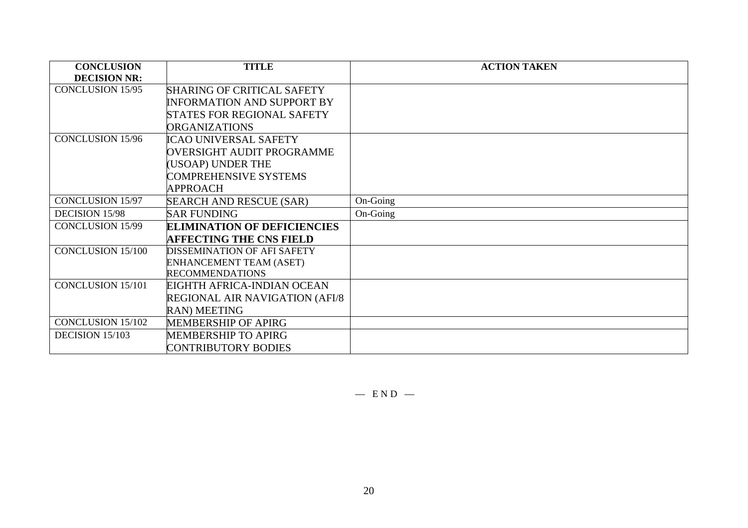| CONCLUSION DECISION NR: | TITLE | ACTION TAKEN |
|---|---|---|
| CONCLUSION 15/95 | SHARING OF CRITICAL SAFETY INFORMATION AND SUPPORT BY STATES FOR REGIONAL SAFETY ORGANIZATIONS | |
| CONCLUSION 15/96 | ICAO UNIVERSAL SAFETY OVERSIGHT AUDIT PROGRAMME (USOAP) UNDER THE COMPREHENSIVE SYSTEMS APPROACH | |
| CONCLUSION 15/97 | SEARCH AND RESCUE (SAR) | On-Going |
| DECISION 15/98 | SAR FUNDING | On-Going |
| CONCLUSION 15/99 | **ELIMINATION OF DEFICIENCIES AFFECTING THE CNS FIELD** | |
| CONCLUSION 15/100 | DISSEMINATION OF AFI SAFETY ENHANCEMENT TEAM (ASET) RECOMMENDATIONS | |
| CONCLUSION 15/101 | EIGHTH AFRICA-INDIAN OCEAN REGIONAL AIR NAVIGATION (AFI/8 RAN) MEETING | |
| CONCLUSION 15/102 | MEMBERSHIP OF APIRG | |
| DECISION 15/103 | MEMBERSHIP TO APIRG CONTRIBUTORY BODIES | |

— END —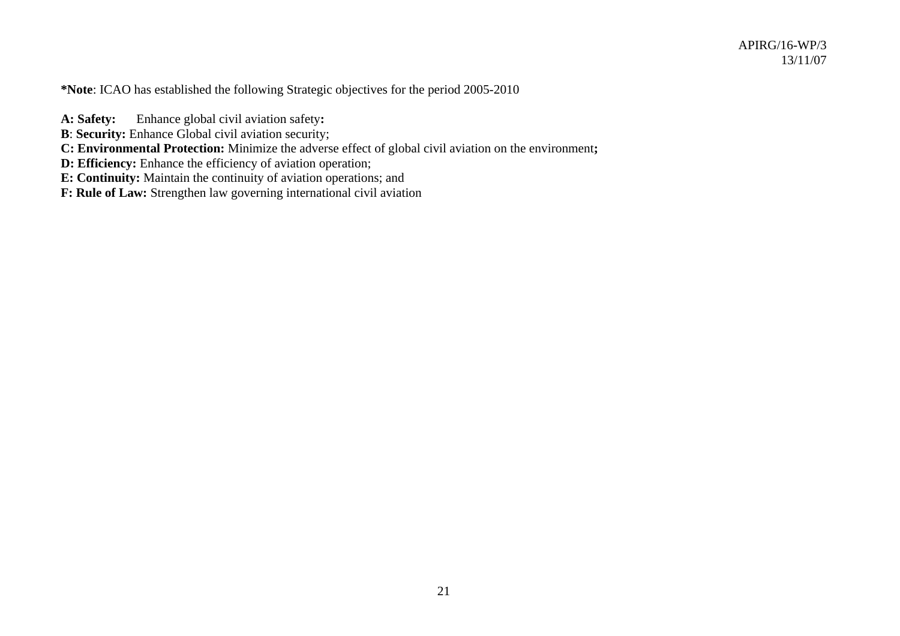***Note**: ICAO has established the following Strategic objectives for the period 2005-2010

**A: Safety:** Enhance global civil aviation safety**:**
**B**: **Security:** Enhance Global civil aviation security;
**C: Environmental Protection:** Minimize the adverse effect of global civil aviation on the environment**;**
**D: Efficiency:** Enhance the efficiency of aviation operation;
**E: Continuity:** Maintain the continuity of aviation operations; and
**F: Rule of Law:** Strengthen law governing international civil aviation